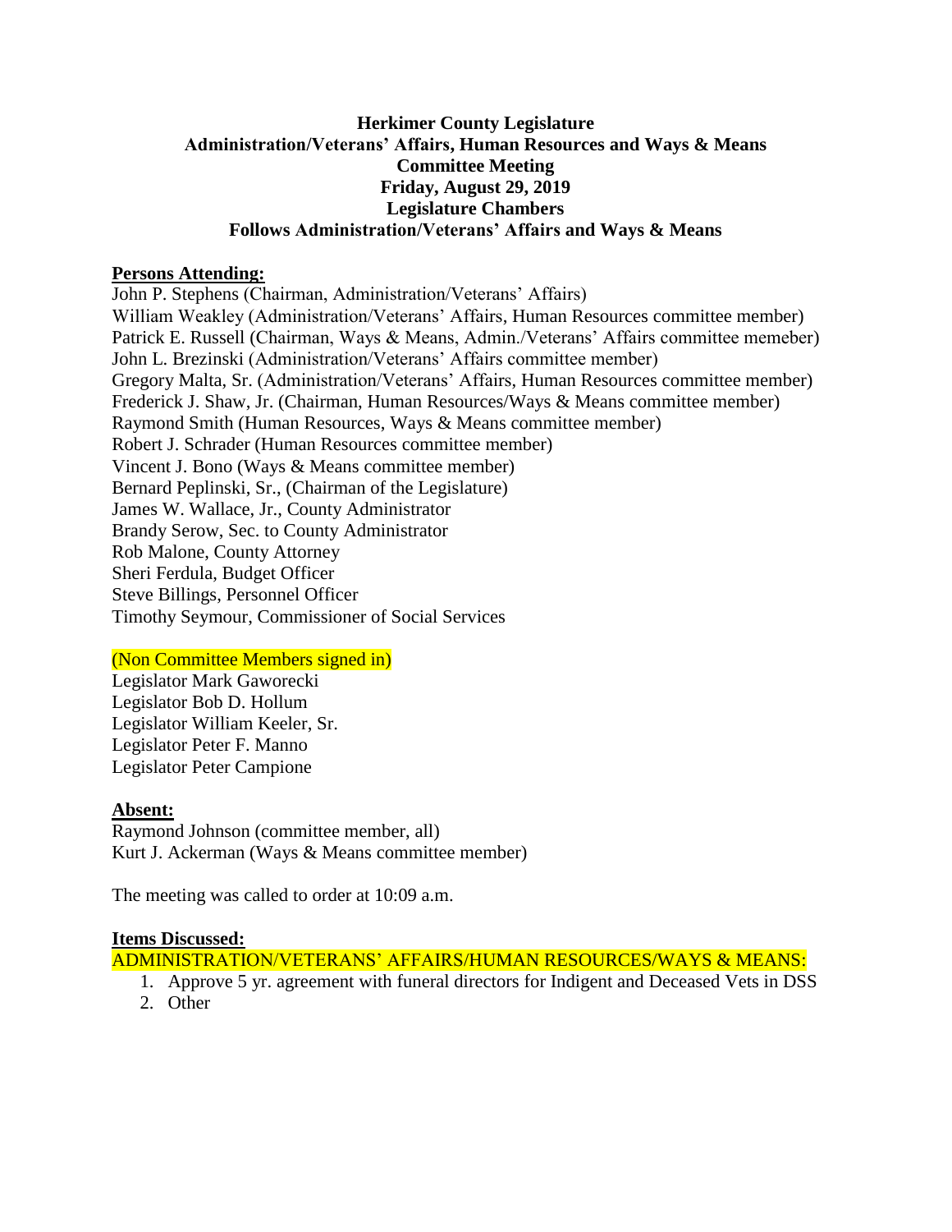**Herkimer County Legislature**
**Administration/Veterans' Affairs, Human Resources and Ways & Means**
**Committee Meeting**
**Friday, August 29, 2019**
**Legislature Chambers**
**Follows Administration/Veterans' Affairs and Ways & Means**

**Persons Attending:**

John P. Stephens (Chairman, Administration/Veterans' Affairs)
William Weakley (Administration/Veterans' Affairs, Human Resources committee member)
Patrick E. Russell (Chairman, Ways & Means, Admin./Veterans' Affairs committee memeber)
John L. Brezinski (Administration/Veterans' Affairs committee member)
Gregory Malta, Sr. (Administration/Veterans' Affairs, Human Resources committee member)
Frederick J. Shaw, Jr. (Chairman, Human Resources/Ways & Means committee member)
Raymond Smith (Human Resources, Ways & Means committee member)
Robert J. Schrader (Human Resources committee member)
Vincent J. Bono (Ways & Means committee member)
Bernard Peplinski, Sr., (Chairman of the Legislature)
James W. Wallace, Jr., County Administrator
Brandy Serow, Sec. to County Administrator
Rob Malone, County Attorney
Sheri Ferdula, Budget Officer
Steve Billings, Personnel Officer
Timothy Seymour, Commissioner of Social Services

(Non Committee Members signed in)

Legislator Mark Gaworecki
Legislator Bob D. Hollum
Legislator William Keeler, Sr.
Legislator Peter F. Manno
Legislator Peter Campione

**Absent:**

Raymond Johnson (committee member, all)
Kurt J. Ackerman (Ways & Means committee member)

The meeting was called to order at 10:09 a.m.

**Items Discussed:**

ADMINISTRATION/VETERANS' AFFAIRS/HUMAN RESOURCES/WAYS & MEANS:

1. Approve 5 yr. agreement with funeral directors for Indigent and Deceased Vets in DSS
2. Other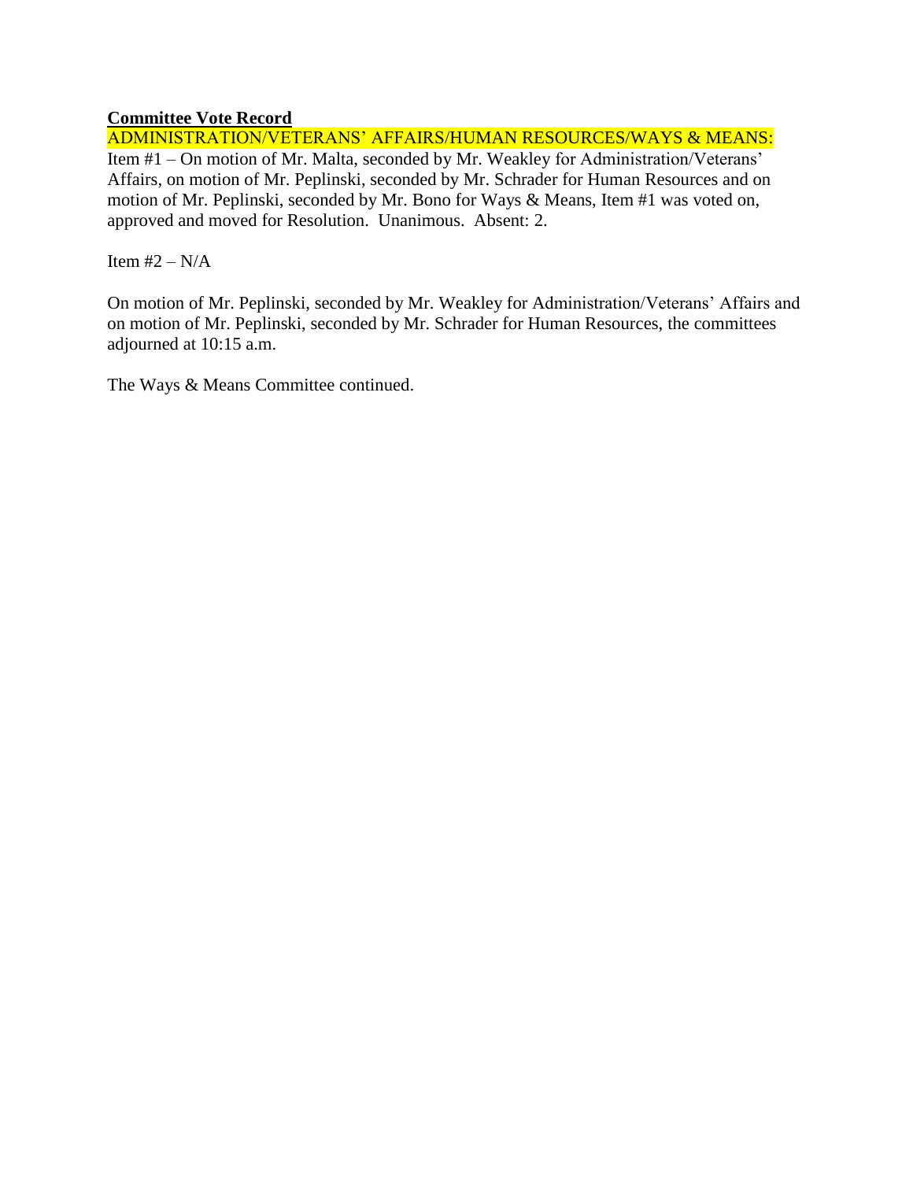**Committee Vote Record**

ADMINISTRATION/VETERANS' AFFAIRS/HUMAN RESOURCES/WAYS & MEANS:

Item #1 – On motion of Mr. Malta, seconded by Mr. Weakley for Administration/Veterans' Affairs, on motion of Mr. Peplinski, seconded by Mr. Schrader for Human Resources and on motion of Mr. Peplinski, seconded by Mr. Bono for Ways & Means, Item #1 was voted on, approved and moved for Resolution. Unanimous. Absent: 2.

Item #2 – N/A

On motion of Mr. Peplinski, seconded by Mr. Weakley for Administration/Veterans' Affairs and on motion of Mr. Peplinski, seconded by Mr. Schrader for Human Resources, the committees adjourned at 10:15 a.m.

The Ways & Means Committee continued.